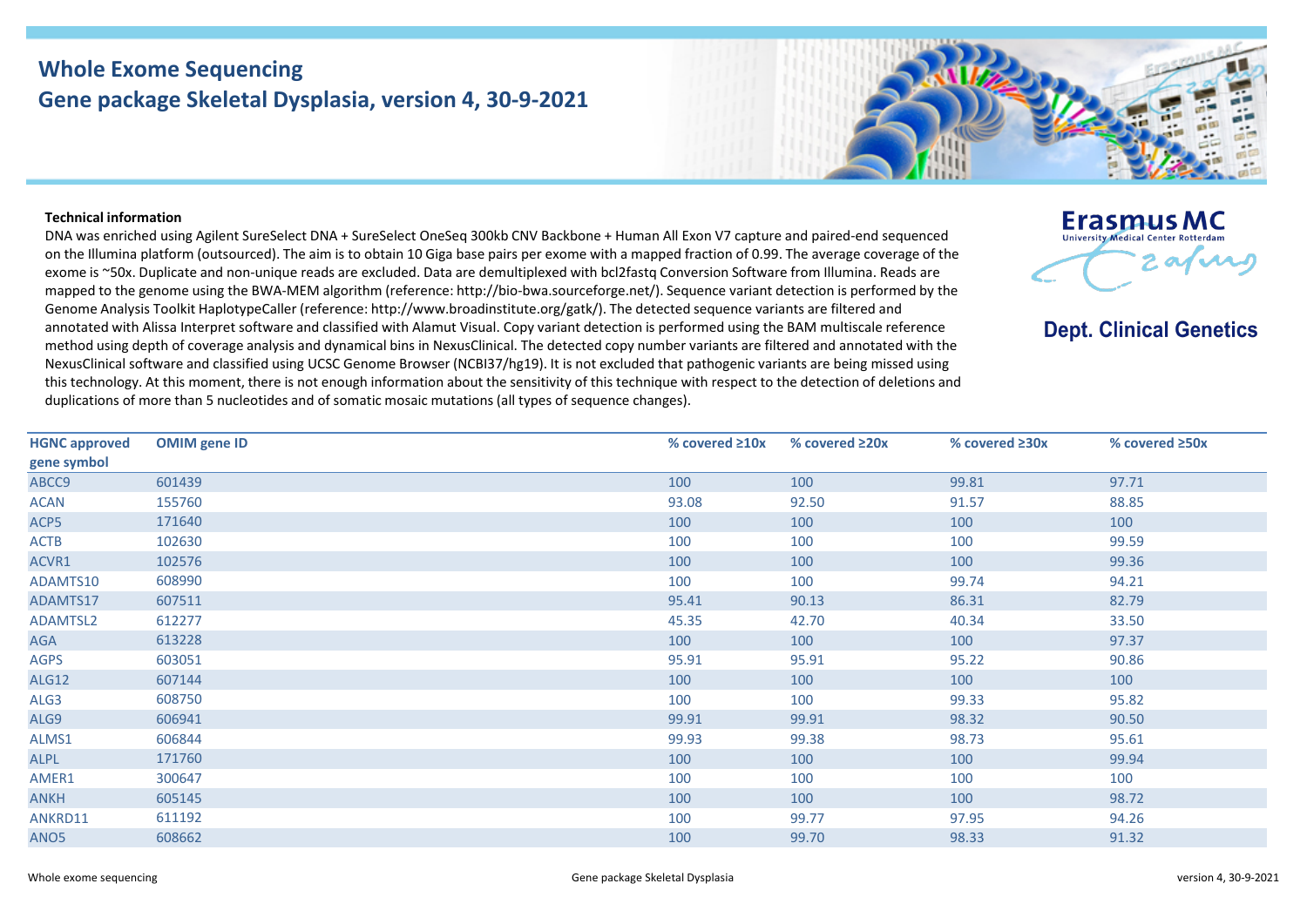# Whole Exome Sequencing
## Gene package Skeletal Dysplasia, version 4, 30-9-2021

Erasmus MC
University Medical Center Rotterdam

**Dept. Clinical Genetics**

**Technical information**

DNA was enriched using Agilent SureSelect DNA + SureSelect OneSeq 300kb CNV Backbone + Human All Exon V7 capture and paired-end sequenced on the Illumina platform (outsourced). The aim is to obtain 10 Giga base pairs per exome with a mapped fraction of 0.99. The average coverage of the exome is ~50x. Duplicate and non-unique reads are excluded. Data are demultiplexed with bcl2fastq Conversion Software from Illumina. Reads are mapped to the genome using the BWA-MEM algorithm (reference: http://bio-bwa.sourceforge.net/). Sequence variant detection is performed by the Genome Analysis Toolkit HaplotypeCaller (reference: http://www.broadinstitute.org/gatk/). The detected sequence variants are filtered and annotated with Alissa Interpret software and classified with Alamut Visual. Copy variant detection is performed using the BAM multiscale reference method using depth of coverage analysis and dynamical bins in NexusClinical. The detected copy number variants are filtered and annotated with the NexusClinical software and classified using UCSC Genome Browser (NCBI37/hg19). It is not excluded that pathogenic variants are being missed using this technology. At this moment, there is not enough information about the sensitivity of this technique with respect to the detection of deletions and duplications of more than 5 nucleotides and of somatic mosaic mutations (all types of sequence changes).

| HGNC approved gene symbol | OMIM gene ID | % covered ≥10x | % covered ≥20x | % covered ≥30x | % covered ≥50x |
|---|---|---|---|---|---|
| ABCC9 | 601439 | 100 | 100 | 99.81 | 97.71 |
| ACAN | 155760 | 93.08 | 92.50 | 91.57 | 88.85 |
| ACP5 | 171640 | 100 | 100 | 100 | 100 |
| ACTB | 102630 | 100 | 100 | 100 | 99.59 |
| ACVR1 | 102576 | 100 | 100 | 100 | 99.36 |
| ADAMTS10 | 608990 | 100 | 100 | 99.74 | 94.21 |
| ADAMTS17 | 607511 | 95.41 | 90.13 | 86.31 | 82.79 |
| ADAMTSL2 | 612277 | 45.35 | 42.70 | 40.34 | 33.50 |
| AGA | 613228 | 100 | 100 | 100 | 97.37 |
| AGPS | 603051 | 95.91 | 95.91 | 95.22 | 90.86 |
| ALG12 | 607144 | 100 | 100 | 100 | 100 |
| ALG3 | 608750 | 100 | 100 | 99.33 | 95.82 |
| ALG9 | 606941 | 99.91 | 99.91 | 98.32 | 90.50 |
| ALMS1 | 606844 | 99.93 | 99.38 | 98.73 | 95.61 |
| ALPL | 171760 | 100 | 100 | 100 | 99.94 |
| AMER1 | 300647 | 100 | 100 | 100 | 100 |
| ANKH | 605145 | 100 | 100 | 100 | 98.72 |
| ANKRD11 | 611192 | 100 | 99.77 | 97.95 | 94.26 |
| ANO5 | 608662 | 100 | 99.70 | 98.33 | 91.32 |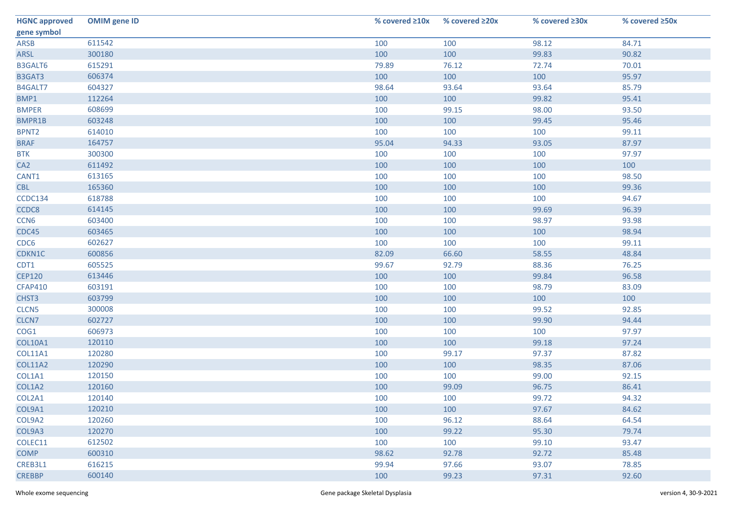| HGNC approved gene symbol | OMIM gene ID | % covered ≥10x | % covered ≥20x | % covered ≥30x | % covered ≥50x |
|---|---|---|---|---|---|
| ARSB | 611542 | 100 | 100 | 98.12 | 84.71 |
| ARSL | 300180 | 100 | 100 | 99.83 | 90.82 |
| B3GALT6 | 615291 | 79.89 | 76.12 | 72.74 | 70.01 |
| B3GAT3 | 606374 | 100 | 100 | 100 | 95.97 |
| B4GALT7 | 604327 | 98.64 | 93.64 | 93.64 | 85.79 |
| BMP1 | 112264 | 100 | 100 | 99.82 | 95.41 |
| BMPER | 608699 | 100 | 99.15 | 98.00 | 93.50 |
| BMPR1B | 603248 | 100 | 100 | 99.45 | 95.46 |
| BPNT2 | 614010 | 100 | 100 | 100 | 99.11 |
| BRAF | 164757 | 95.04 | 94.33 | 93.05 | 87.97 |
| BTK | 300300 | 100 | 100 | 100 | 97.97 |
| CA2 | 611492 | 100 | 100 | 100 | 100 |
| CANT1 | 613165 | 100 | 100 | 100 | 98.50 |
| CBL | 165360 | 100 | 100 | 100 | 99.36 |
| CCDC134 | 618788 | 100 | 100 | 100 | 94.67 |
| CCDC8 | 614145 | 100 | 100 | 99.69 | 96.39 |
| CCN6 | 603400 | 100 | 100 | 98.97 | 93.98 |
| CDC45 | 603465 | 100 | 100 | 100 | 98.94 |
| CDC6 | 602627 | 100 | 100 | 100 | 99.11 |
| CDKN1C | 600856 | 82.09 | 66.60 | 58.55 | 48.84 |
| CDT1 | 605525 | 99.67 | 92.79 | 88.36 | 76.25 |
| CEP120 | 613446 | 100 | 100 | 99.84 | 96.58 |
| CFAP410 | 603191 | 100 | 100 | 98.79 | 83.09 |
| CHST3 | 603799 | 100 | 100 | 100 | 100 |
| CLCN5 | 300008 | 100 | 100 | 99.52 | 92.85 |
| CLCN7 | 602727 | 100 | 100 | 99.90 | 94.44 |
| COG1 | 606973 | 100 | 100 | 100 | 97.97 |
| COL10A1 | 120110 | 100 | 100 | 99.18 | 97.24 |
| COL11A1 | 120280 | 100 | 99.17 | 97.37 | 87.82 |
| COL11A2 | 120290 | 100 | 100 | 98.35 | 87.06 |
| COL1A1 | 120150 | 100 | 100 | 99.00 | 92.15 |
| COL1A2 | 120160 | 100 | 99.09 | 96.75 | 86.41 |
| COL2A1 | 120140 | 100 | 100 | 99.72 | 94.32 |
| COL9A1 | 120210 | 100 | 100 | 97.67 | 84.62 |
| COL9A2 | 120260 | 100 | 96.12 | 88.64 | 64.54 |
| COL9A3 | 120270 | 100 | 99.22 | 95.30 | 79.74 |
| COLEC11 | 612502 | 100 | 100 | 99.10 | 93.47 |
| COMP | 600310 | 98.62 | 92.78 | 92.72 | 85.48 |
| CREB3L1 | 616215 | 99.94 | 97.66 | 93.07 | 78.85 |
| CREBBP | 600140 | 100 | 99.23 | 97.31 | 92.60 |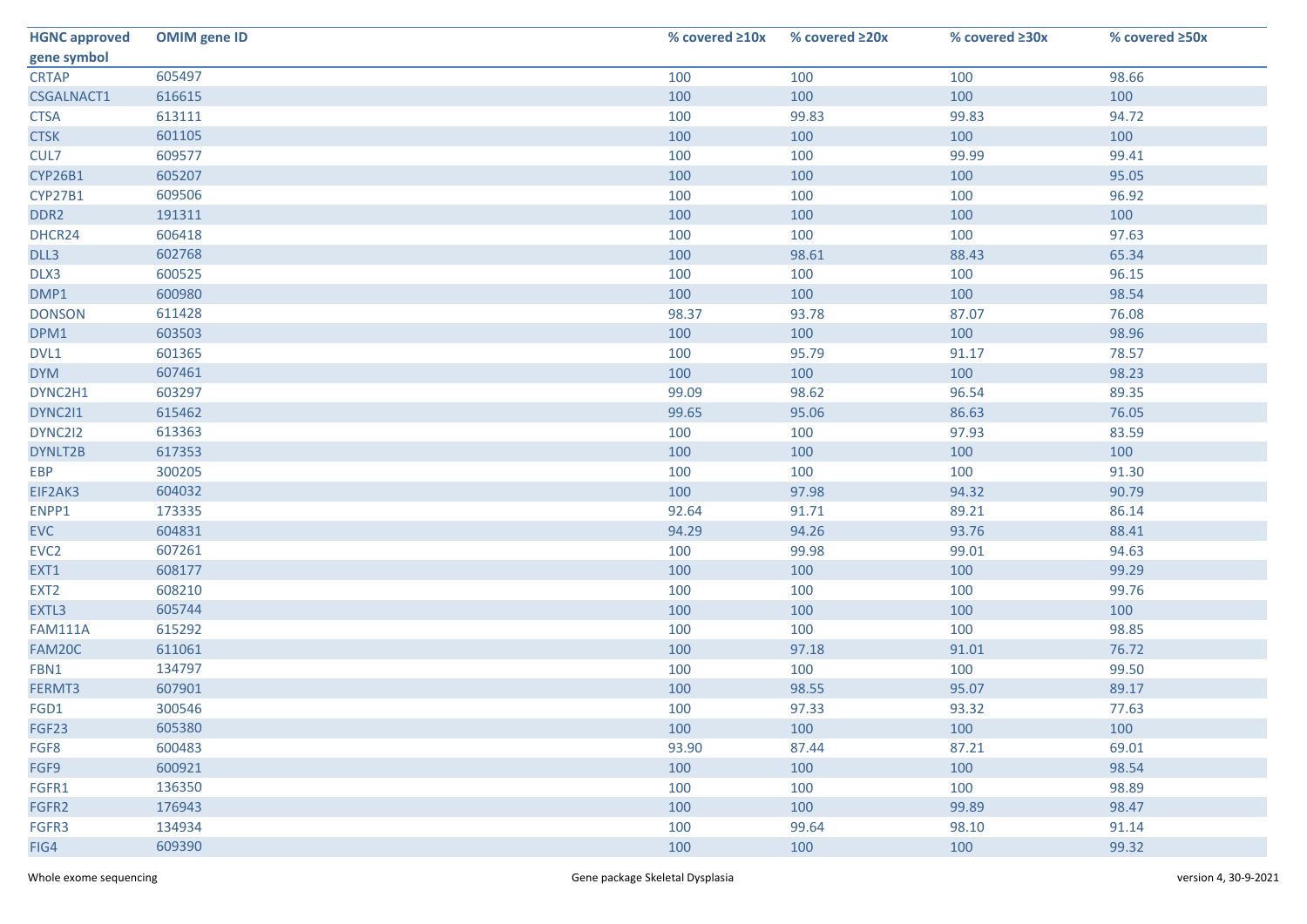| HGNC approved gene symbol | OMIM gene ID | % covered ≥10x | % covered ≥20x | % covered ≥30x | % covered ≥50x |
|---|---|---|---|---|---|
| CRTAP | 605497 | 100 | 100 | 100 | 98.66 |
| CSGALNACT1 | 616615 | 100 | 100 | 100 | 100 |
| CTSA | 613111 | 100 | 99.83 | 99.83 | 94.72 |
| CTSK | 601105 | 100 | 100 | 100 | 100 |
| CUL7 | 609577 | 100 | 100 | 99.99 | 99.41 |
| CYP26B1 | 605207 | 100 | 100 | 100 | 95.05 |
| CYP27B1 | 609506 | 100 | 100 | 100 | 96.92 |
| DDR2 | 191311 | 100 | 100 | 100 | 100 |
| DHCR24 | 606418 | 100 | 100 | 100 | 97.63 |
| DLL3 | 602768 | 100 | 98.61 | 88.43 | 65.34 |
| DLX3 | 600525 | 100 | 100 | 100 | 96.15 |
| DMP1 | 600980 | 100 | 100 | 100 | 98.54 |
| DONSON | 611428 | 98.37 | 93.78 | 87.07 | 76.08 |
| DPM1 | 603503 | 100 | 100 | 100 | 98.96 |
| DVL1 | 601365 | 100 | 95.79 | 91.17 | 78.57 |
| DYM | 607461 | 100 | 100 | 100 | 98.23 |
| DYNC2H1 | 603297 | 99.09 | 98.62 | 96.54 | 89.35 |
| DYNC2I1 | 615462 | 99.65 | 95.06 | 86.63 | 76.05 |
| DYNC2I2 | 613363 | 100 | 100 | 97.93 | 83.59 |
| DYNLT2B | 617353 | 100 | 100 | 100 | 100 |
| EBP | 300205 | 100 | 100 | 100 | 91.30 |
| EIF2AK3 | 604032 | 100 | 97.98 | 94.32 | 90.79 |
| ENPP1 | 173335 | 92.64 | 91.71 | 89.21 | 86.14 |
| EVC | 604831 | 94.29 | 94.26 | 93.76 | 88.41 |
| EVC2 | 607261 | 100 | 99.98 | 99.01 | 94.63 |
| EXT1 | 608177 | 100 | 100 | 100 | 99.29 |
| EXT2 | 608210 | 100 | 100 | 100 | 99.76 |
| EXTL3 | 605744 | 100 | 100 | 100 | 100 |
| FAM111A | 615292 | 100 | 100 | 100 | 98.85 |
| FAM20C | 611061 | 100 | 97.18 | 91.01 | 76.72 |
| FBN1 | 134797 | 100 | 100 | 100 | 99.50 |
| FERMT3 | 607901 | 100 | 98.55 | 95.07 | 89.17 |
| FGD1 | 300546 | 100 | 97.33 | 93.32 | 77.63 |
| FGF23 | 605380 | 100 | 100 | 100 | 100 |
| FGF8 | 600483 | 93.90 | 87.44 | 87.21 | 69.01 |
| FGF9 | 600921 | 100 | 100 | 100 | 98.54 |
| FGFR1 | 136350 | 100 | 100 | 100 | 98.89 |
| FGFR2 | 176943 | 100 | 100 | 99.89 | 98.47 |
| FGFR3 | 134934 | 100 | 99.64 | 98.10 | 91.14 |
| FIG4 | 609390 | 100 | 100 | 100 | 99.32 |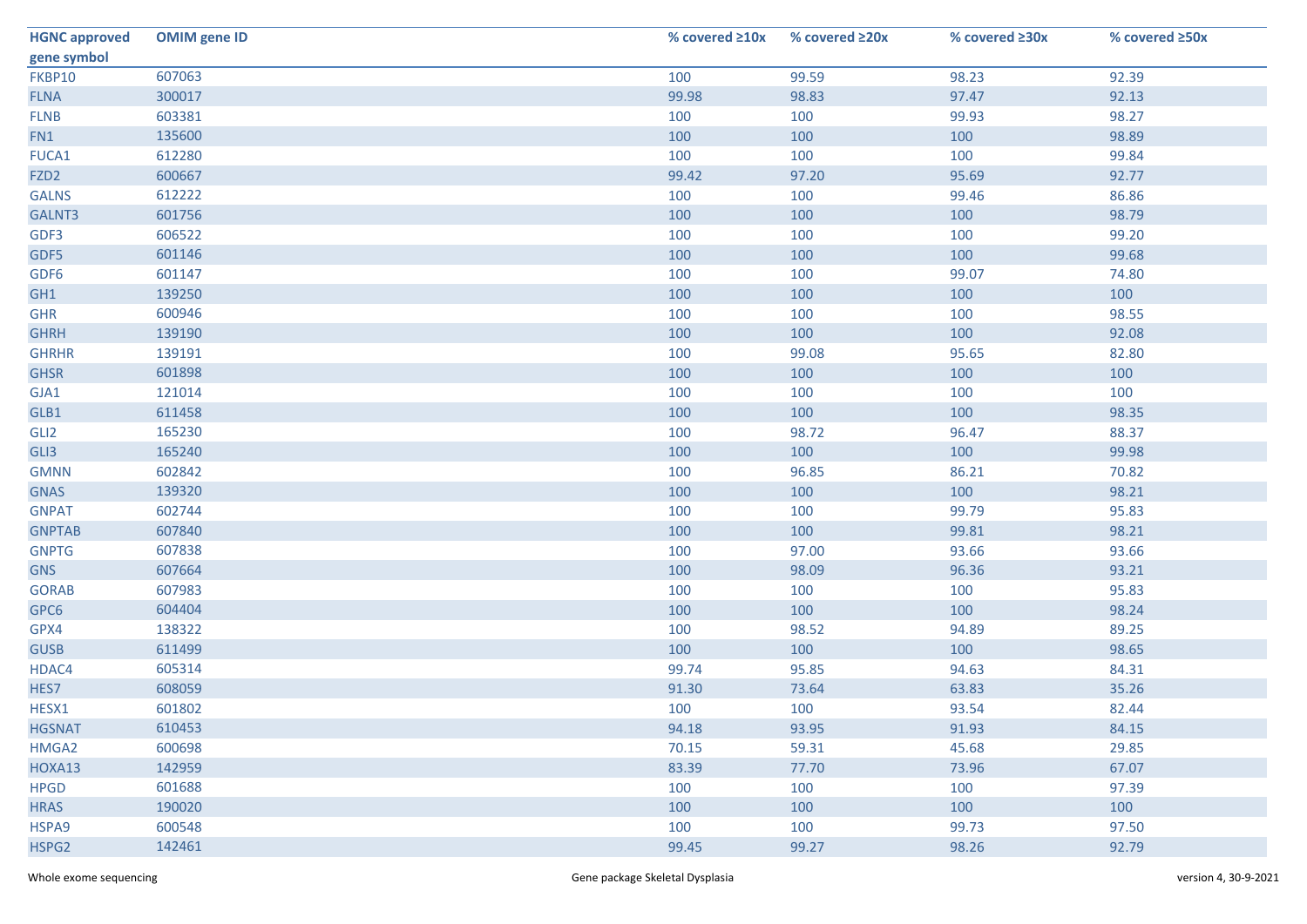| HGNC approved gene symbol | OMIM gene ID | % covered ≥10x | % covered ≥20x | % covered ≥30x | % covered ≥50x |
|---|---|---|---|---|---|
| FKBP10 | 607063 | 100 | 99.59 | 98.23 | 92.39 |
| FLNA | 300017 | 99.98 | 98.83 | 97.47 | 92.13 |
| FLNB | 603381 | 100 | 100 | 99.93 | 98.27 |
| FN1 | 135600 | 100 | 100 | 100 | 98.89 |
| FUCA1 | 612280 | 100 | 100 | 100 | 99.84 |
| FZD2 | 600667 | 99.42 | 97.20 | 95.69 | 92.77 |
| GALNS | 612222 | 100 | 100 | 99.46 | 86.86 |
| GALNT3 | 601756 | 100 | 100 | 100 | 98.79 |
| GDF3 | 606522 | 100 | 100 | 100 | 99.20 |
| GDF5 | 601146 | 100 | 100 | 100 | 99.68 |
| GDF6 | 601147 | 100 | 100 | 99.07 | 74.80 |
| GH1 | 139250 | 100 | 100 | 100 | 100 |
| GHR | 600946 | 100 | 100 | 100 | 98.55 |
| GHRH | 139190 | 100 | 100 | 100 | 92.08 |
| GHRHR | 139191 | 100 | 99.08 | 95.65 | 82.80 |
| GHSR | 601898 | 100 | 100 | 100 | 100 |
| GJA1 | 121014 | 100 | 100 | 100 | 100 |
| GLB1 | 611458 | 100 | 100 | 100 | 98.35 |
| GLI2 | 165230 | 100 | 98.72 | 96.47 | 88.37 |
| GLI3 | 165240 | 100 | 100 | 100 | 99.98 |
| GMNN | 602842 | 100 | 96.85 | 86.21 | 70.82 |
| GNAS | 139320 | 100 | 100 | 100 | 98.21 |
| GNPAT | 602744 | 100 | 100 | 99.79 | 95.83 |
| GNPTAB | 607840 | 100 | 100 | 99.81 | 98.21 |
| GNPTG | 607838 | 100 | 97.00 | 93.66 | 93.66 |
| GNS | 607664 | 100 | 98.09 | 96.36 | 93.21 |
| GORAB | 607983 | 100 | 100 | 100 | 95.83 |
| GPC6 | 604404 | 100 | 100 | 100 | 98.24 |
| GPX4 | 138322 | 100 | 98.52 | 94.89 | 89.25 |
| GUSB | 611499 | 100 | 100 | 100 | 98.65 |
| HDAC4 | 605314 | 99.74 | 95.85 | 94.63 | 84.31 |
| HES7 | 608059 | 91.30 | 73.64 | 63.83 | 35.26 |
| HESX1 | 601802 | 100 | 100 | 93.54 | 82.44 |
| HGSNAT | 610453 | 94.18 | 93.95 | 91.93 | 84.15 |
| HMGA2 | 600698 | 70.15 | 59.31 | 45.68 | 29.85 |
| HOXA13 | 142959 | 83.39 | 77.70 | 73.96 | 67.07 |
| HPGD | 601688 | 100 | 100 | 100 | 97.39 |
| HRAS | 190020 | 100 | 100 | 100 | 100 |
| HSPA9 | 600548 | 100 | 100 | 99.73 | 97.50 |
| HSPG2 | 142461 | 99.45 | 99.27 | 98.26 | 92.79 |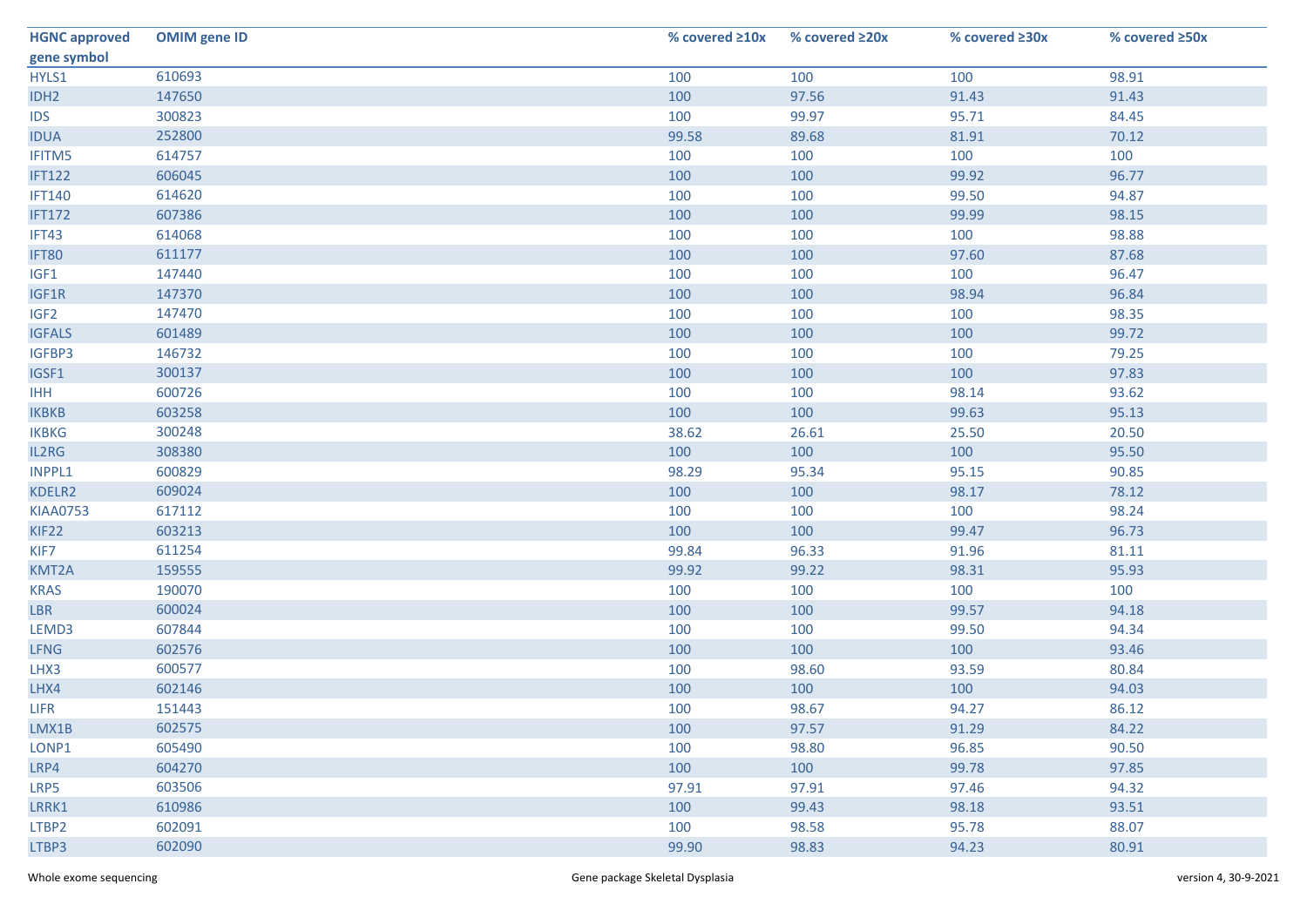| HGNC approved gene symbol | OMIM gene ID | % covered ≥10x | % covered ≥20x | % covered ≥30x | % covered ≥50x |
|---|---|---|---|---|---|
| HYLS1 | 610693 | 100 | 100 | 100 | 98.91 |
| IDH2 | 147650 | 100 | 97.56 | 91.43 | 91.43 |
| IDS | 300823 | 100 | 99.97 | 95.71 | 84.45 |
| IDUA | 252800 | 99.58 | 89.68 | 81.91 | 70.12 |
| IFITM5 | 614757 | 100 | 100 | 100 | 100 |
| IFT122 | 606045 | 100 | 100 | 99.92 | 96.77 |
| IFT140 | 614620 | 100 | 100 | 99.50 | 94.87 |
| IFT172 | 607386 | 100 | 100 | 99.99 | 98.15 |
| IFT43 | 614068 | 100 | 100 | 100 | 98.88 |
| IFT80 | 611177 | 100 | 100 | 97.60 | 87.68 |
| IGF1 | 147440 | 100 | 100 | 100 | 96.47 |
| IGF1R | 147370 | 100 | 100 | 98.94 | 96.84 |
| IGF2 | 147470 | 100 | 100 | 100 | 98.35 |
| IGFALS | 601489 | 100 | 100 | 100 | 99.72 |
| IGFBP3 | 146732 | 100 | 100 | 100 | 79.25 |
| IGSF1 | 300137 | 100 | 100 | 100 | 97.83 |
| IHH | 600726 | 100 | 100 | 98.14 | 93.62 |
| IKBKB | 603258 | 100 | 100 | 99.63 | 95.13 |
| IKBKG | 300248 | 38.62 | 26.61 | 25.50 | 20.50 |
| IL2RG | 308380 | 100 | 100 | 100 | 95.50 |
| INPPL1 | 600829 | 98.29 | 95.34 | 95.15 | 90.85 |
| KDELR2 | 609024 | 100 | 100 | 98.17 | 78.12 |
| KIAA0753 | 617112 | 100 | 100 | 100 | 98.24 |
| KIF22 | 603213 | 100 | 100 | 99.47 | 96.73 |
| KIF7 | 611254 | 99.84 | 96.33 | 91.96 | 81.11 |
| KMT2A | 159555 | 99.92 | 99.22 | 98.31 | 95.93 |
| KRAS | 190070 | 100 | 100 | 100 | 100 |
| LBR | 600024 | 100 | 100 | 99.57 | 94.18 |
| LEMD3 | 607844 | 100 | 100 | 99.50 | 94.34 |
| LFNG | 602576 | 100 | 100 | 100 | 93.46 |
| LHX3 | 600577 | 100 | 98.60 | 93.59 | 80.84 |
| LHX4 | 602146 | 100 | 100 | 100 | 94.03 |
| LIFR | 151443 | 100 | 98.67 | 94.27 | 86.12 |
| LMX1B | 602575 | 100 | 97.57 | 91.29 | 84.22 |
| LONP1 | 605490 | 100 | 98.80 | 96.85 | 90.50 |
| LRP4 | 604270 | 100 | 100 | 99.78 | 97.85 |
| LRP5 | 603506 | 97.91 | 97.91 | 97.46 | 94.32 |
| LRRK1 | 610986 | 100 | 99.43 | 98.18 | 93.51 |
| LTBP2 | 602091 | 100 | 98.58 | 95.78 | 88.07 |
| LTBP3 | 602090 | 99.90 | 98.83 | 94.23 | 80.91 |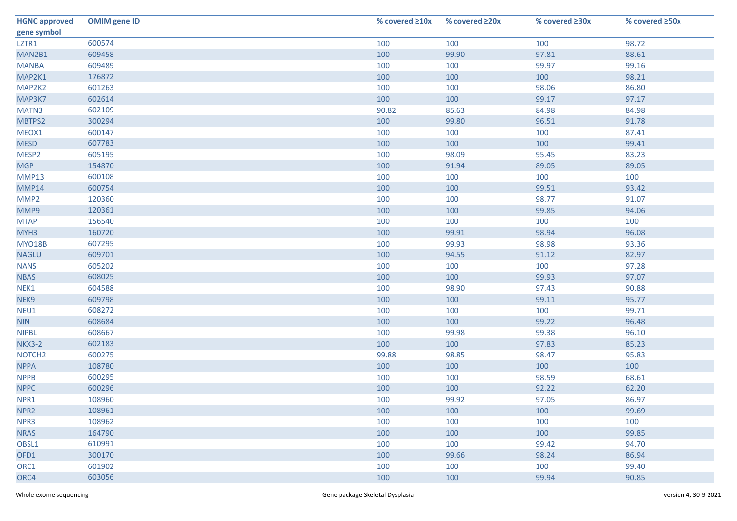| HGNC approved gene symbol | OMIM gene ID | % covered ≥10x | % covered ≥20x | % covered ≥30x | % covered ≥50x |
|---|---|---|---|---|---|
| LZTR1 | 600574 | 100 | 100 | 100 | 98.72 |
| MAN2B1 | 609458 | 100 | 99.90 | 97.81 | 88.61 |
| MANBA | 609489 | 100 | 100 | 99.97 | 99.16 |
| MAP2K1 | 176872 | 100 | 100 | 100 | 98.21 |
| MAP2K2 | 601263 | 100 | 100 | 98.06 | 86.80 |
| MAP3K7 | 602614 | 100 | 100 | 99.17 | 97.17 |
| MATN3 | 602109 | 90.82 | 85.63 | 84.98 | 84.98 |
| MBTPS2 | 300294 | 100 | 99.80 | 96.51 | 91.78 |
| MEOX1 | 600147 | 100 | 100 | 100 | 87.41 |
| MESD | 607783 | 100 | 100 | 100 | 99.41 |
| MESP2 | 605195 | 100 | 98.09 | 95.45 | 83.23 |
| MGP | 154870 | 100 | 91.94 | 89.05 | 89.05 |
| MMP13 | 600108 | 100 | 100 | 100 | 100 |
| MMP14 | 600754 | 100 | 100 | 99.51 | 93.42 |
| MMP2 | 120360 | 100 | 100 | 98.77 | 91.07 |
| MMP9 | 120361 | 100 | 100 | 99.85 | 94.06 |
| MTAP | 156540 | 100 | 100 | 100 | 100 |
| MYH3 | 160720 | 100 | 99.91 | 98.94 | 96.08 |
| MYO18B | 607295 | 100 | 99.93 | 98.98 | 93.36 |
| NAGLU | 609701 | 100 | 94.55 | 91.12 | 82.97 |
| NANS | 605202 | 100 | 100 | 100 | 97.28 |
| NBAS | 608025 | 100 | 100 | 99.93 | 97.07 |
| NEK1 | 604588 | 100 | 98.90 | 97.43 | 90.88 |
| NEK9 | 609798 | 100 | 100 | 99.11 | 95.77 |
| NEU1 | 608272 | 100 | 100 | 100 | 99.71 |
| NIN | 608684 | 100 | 100 | 99.22 | 96.48 |
| NIPBL | 608667 | 100 | 99.98 | 99.38 | 96.10 |
| NKX3-2 | 602183 | 100 | 100 | 97.83 | 85.23 |
| NOTCH2 | 600275 | 99.88 | 98.85 | 98.47 | 95.83 |
| NPPA | 108780 | 100 | 100 | 100 | 100 |
| NPPB | 600295 | 100 | 100 | 98.59 | 68.61 |
| NPPC | 600296 | 100 | 100 | 92.22 | 62.20 |
| NPR1 | 108960 | 100 | 99.92 | 97.05 | 86.97 |
| NPR2 | 108961 | 100 | 100 | 100 | 99.69 |
| NPR3 | 108962 | 100 | 100 | 100 | 100 |
| NRAS | 164790 | 100 | 100 | 100 | 99.85 |
| OBSL1 | 610991 | 100 | 100 | 99.42 | 94.70 |
| OFD1 | 300170 | 100 | 99.66 | 98.24 | 86.94 |
| ORC1 | 601902 | 100 | 100 | 100 | 99.40 |
| ORC4 | 603056 | 100 | 100 | 99.94 | 90.85 |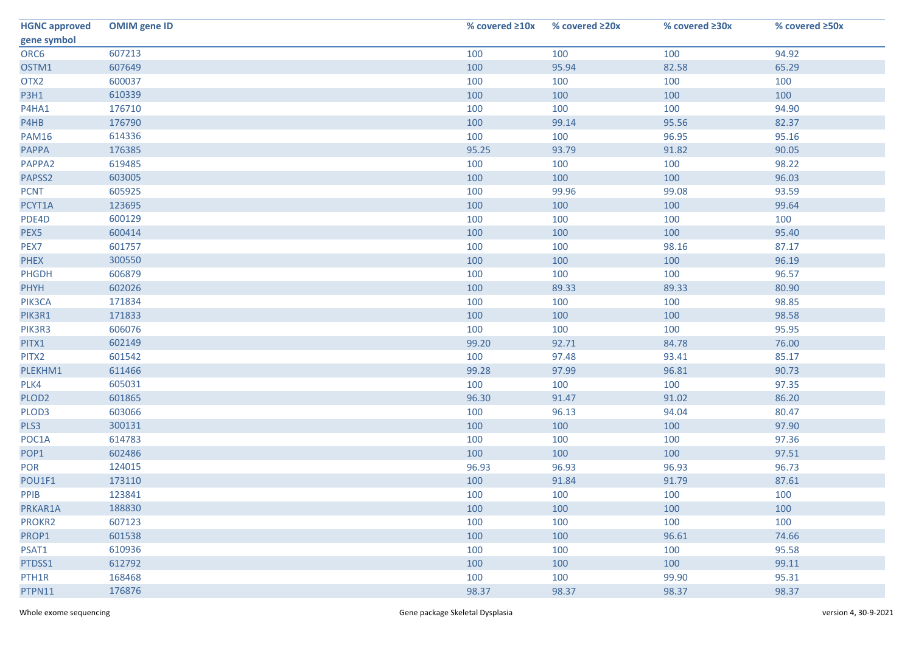| HGNC approved gene symbol | OMIM gene ID | % covered ≥10x | % covered ≥20x | % covered ≥30x | % covered ≥50x |
|---|---|---|---|---|---|
| ORC6 | 607213 | 100 | 100 | 100 | 94.92 |
| OSTM1 | 607649 | 100 | 95.94 | 82.58 | 65.29 |
| OTX2 | 600037 | 100 | 100 | 100 | 100 |
| P3H1 | 610339 | 100 | 100 | 100 | 100 |
| P4HA1 | 176710 | 100 | 100 | 100 | 94.90 |
| P4HB | 176790 | 100 | 99.14 | 95.56 | 82.37 |
| PAM16 | 614336 | 100 | 100 | 96.95 | 95.16 |
| PAPPA | 176385 | 95.25 | 93.79 | 91.82 | 90.05 |
| PAPPA2 | 619485 | 100 | 100 | 100 | 98.22 |
| PAPSS2 | 603005 | 100 | 100 | 100 | 96.03 |
| PCNT | 605925 | 100 | 99.96 | 99.08 | 93.59 |
| PCYT1A | 123695 | 100 | 100 | 100 | 99.64 |
| PDE4D | 600129 | 100 | 100 | 100 | 100 |
| PEX5 | 600414 | 100 | 100 | 100 | 95.40 |
| PEX7 | 601757 | 100 | 100 | 98.16 | 87.17 |
| PHEX | 300550 | 100 | 100 | 100 | 96.19 |
| PHGDH | 606879 | 100 | 100 | 100 | 96.57 |
| PHYH | 602026 | 100 | 89.33 | 89.33 | 80.90 |
| PIK3CA | 171834 | 100 | 100 | 100 | 98.85 |
| PIK3R1 | 171833 | 100 | 100 | 100 | 98.58 |
| PIK3R3 | 606076 | 100 | 100 | 100 | 95.95 |
| PITX1 | 602149 | 99.20 | 92.71 | 84.78 | 76.00 |
| PITX2 | 601542 | 100 | 97.48 | 93.41 | 85.17 |
| PLEKHM1 | 611466 | 99.28 | 97.99 | 96.81 | 90.73 |
| PLK4 | 605031 | 100 | 100 | 100 | 97.35 |
| PLOD2 | 601865 | 96.30 | 91.47 | 91.02 | 86.20 |
| PLOD3 | 603066 | 100 | 96.13 | 94.04 | 80.47 |
| PLS3 | 300131 | 100 | 100 | 100 | 97.90 |
| POC1A | 614783 | 100 | 100 | 100 | 97.36 |
| POP1 | 602486 | 100 | 100 | 100 | 97.51 |
| POR | 124015 | 96.93 | 96.93 | 96.93 | 96.73 |
| POU1F1 | 173110 | 100 | 91.84 | 91.79 | 87.61 |
| PPIB | 123841 | 100 | 100 | 100 | 100 |
| PRKAR1A | 188830 | 100 | 100 | 100 | 100 |
| PROKR2 | 607123 | 100 | 100 | 100 | 100 |
| PROP1 | 601538 | 100 | 100 | 96.61 | 74.66 |
| PSAT1 | 610936 | 100 | 100 | 100 | 95.58 |
| PTDSS1 | 612792 | 100 | 100 | 100 | 99.11 |
| PTH1R | 168468 | 100 | 100 | 99.90 | 95.31 |
| PTPN11 | 176876 | 98.37 | 98.37 | 98.37 | 98.37 |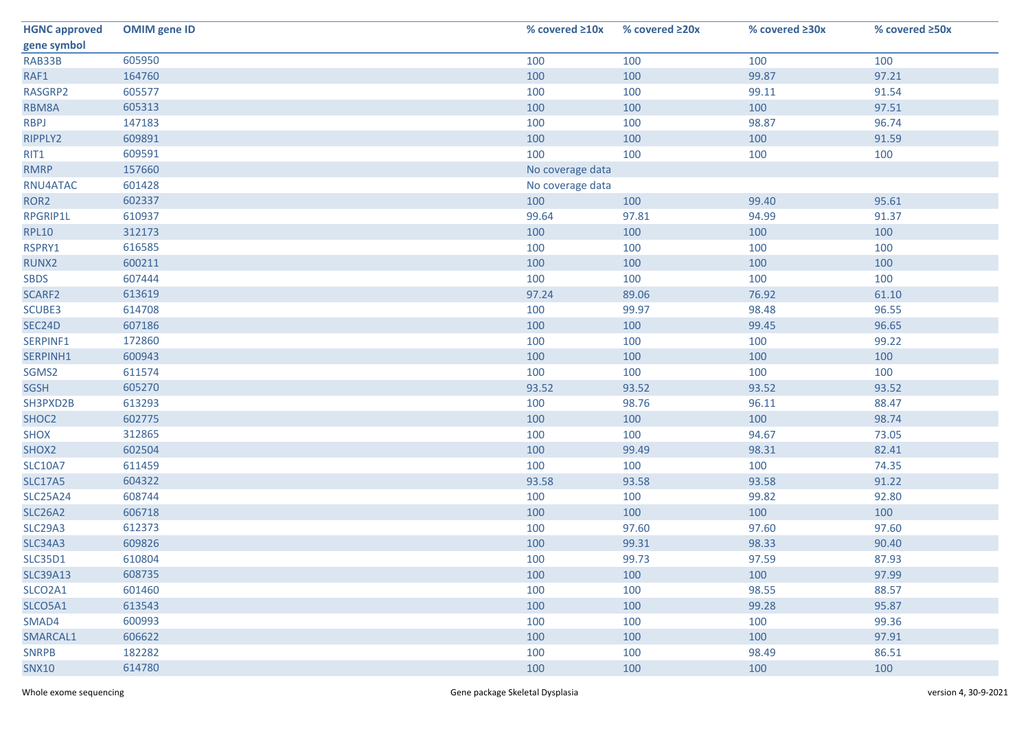| HGNC approved gene symbol | OMIM gene ID | % covered ≥10x | % covered ≥20x | % covered ≥30x | % covered ≥50x |
|---|---|---|---|---|---|
| RAB33B | 605950 | 100 | 100 | 100 | 100 |
| RAF1 | 164760 | 100 | 100 | 99.87 | 97.21 |
| RASGRP2 | 605577 | 100 | 100 | 99.11 | 91.54 |
| RBM8A | 605313 | 100 | 100 | 100 | 97.51 |
| RBPJ | 147183 | 100 | 100 | 98.87 | 96.74 |
| RIPPLY2 | 609891 | 100 | 100 | 100 | 91.59 |
| RIT1 | 609591 | 100 | 100 | 100 | 100 |
| RMRP | 157660 | No coverage data | | | |
| RNU4ATAC | 601428 | No coverage data | | | |
| ROR2 | 602337 | 100 | 100 | 99.40 | 95.61 |
| RPGRIP1L | 610937 | 99.64 | 97.81 | 94.99 | 91.37 |
| RPL10 | 312173 | 100 | 100 | 100 | 100 |
| RSPRY1 | 616585 | 100 | 100 | 100 | 100 |
| RUNX2 | 600211 | 100 | 100 | 100 | 100 |
| SBDS | 607444 | 100 | 100 | 100 | 100 |
| SCARF2 | 613619 | 97.24 | 89.06 | 76.92 | 61.10 |
| SCUBE3 | 614708 | 100 | 99.97 | 98.48 | 96.55 |
| SEC24D | 607186 | 100 | 100 | 99.45 | 96.65 |
| SERPINF1 | 172860 | 100 | 100 | 100 | 99.22 |
| SERPINH1 | 600943 | 100 | 100 | 100 | 100 |
| SGMS2 | 611574 | 100 | 100 | 100 | 100 |
| SGSH | 605270 | 93.52 | 93.52 | 93.52 | 93.52 |
| SH3PXD2B | 613293 | 100 | 98.76 | 96.11 | 88.47 |
| SHOC2 | 602775 | 100 | 100 | 100 | 98.74 |
| SHOX | 312865 | 100 | 100 | 94.67 | 73.05 |
| SHOX2 | 602504 | 100 | 99.49 | 98.31 | 82.41 |
| SLC10A7 | 611459 | 100 | 100 | 100 | 74.35 |
| SLC17A5 | 604322 | 93.58 | 93.58 | 93.58 | 91.22 |
| SLC25A24 | 608744 | 100 | 100 | 99.82 | 92.80 |
| SLC26A2 | 606718 | 100 | 100 | 100 | 100 |
| SLC29A3 | 612373 | 100 | 97.60 | 97.60 | 97.60 |
| SLC34A3 | 609826 | 100 | 99.31 | 98.33 | 90.40 |
| SLC35D1 | 610804 | 100 | 99.73 | 97.59 | 87.93 |
| SLC39A13 | 608735 | 100 | 100 | 100 | 97.99 |
| SLCO2A1 | 601460 | 100 | 100 | 98.55 | 88.57 |
| SLCO5A1 | 613543 | 100 | 100 | 99.28 | 95.87 |
| SMAD4 | 600993 | 100 | 100 | 100 | 99.36 |
| SMARCAL1 | 606622 | 100 | 100 | 100 | 97.91 |
| SNRPB | 182282 | 100 | 100 | 98.49 | 86.51 |
| SNX10 | 614780 | 100 | 100 | 100 | 100 |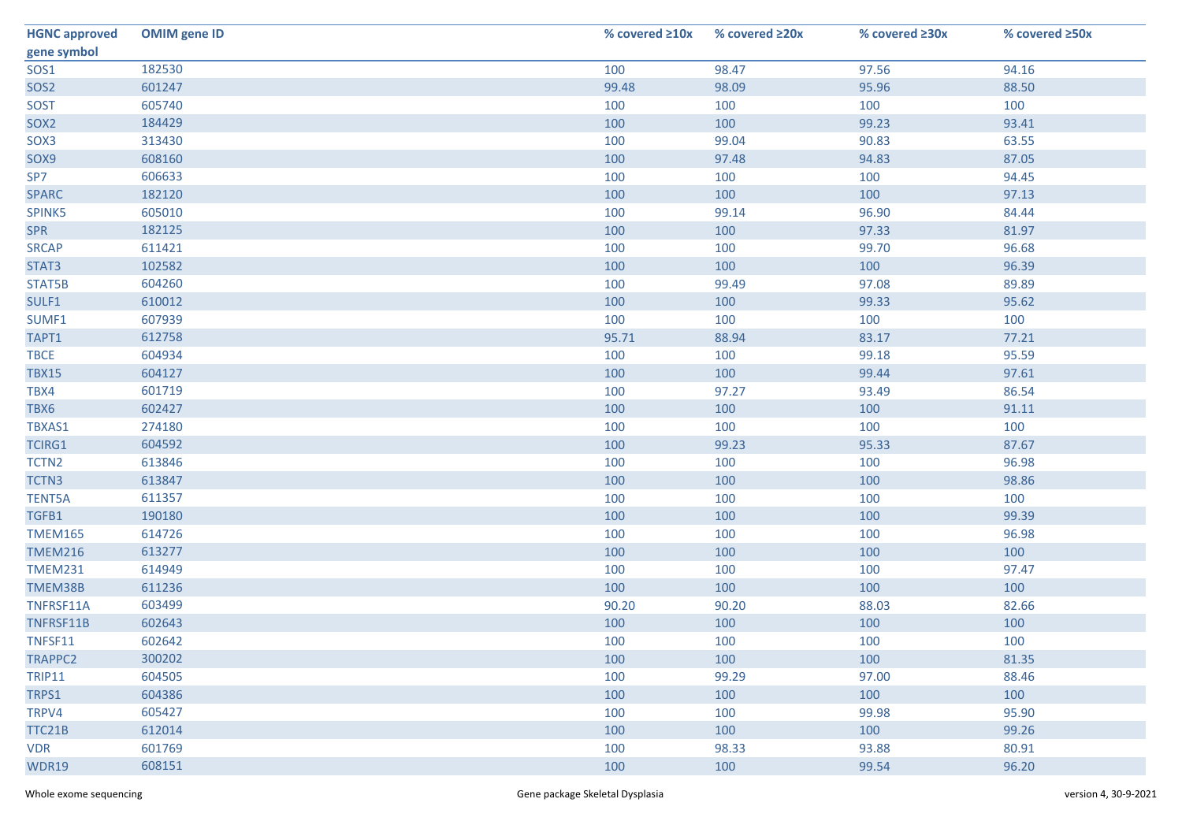| HGNC approved gene symbol | OMIM gene ID | % covered ≥10x | % covered ≥20x | % covered ≥30x | % covered ≥50x |
|---|---|---|---|---|---|
| SOS1 | 182530 | 100 | 98.47 | 97.56 | 94.16 |
| SOS2 | 601247 | 99.48 | 98.09 | 95.96 | 88.50 |
| SOST | 605740 | 100 | 100 | 100 | 100 |
| SOX2 | 184429 | 100 | 100 | 99.23 | 93.41 |
| SOX3 | 313430 | 100 | 99.04 | 90.83 | 63.55 |
| SOX9 | 608160 | 100 | 97.48 | 94.83 | 87.05 |
| SP7 | 606633 | 100 | 100 | 100 | 94.45 |
| SPARC | 182120 | 100 | 100 | 100 | 97.13 |
| SPINK5 | 605010 | 100 | 99.14 | 96.90 | 84.44 |
| SPR | 182125 | 100 | 100 | 97.33 | 81.97 |
| SRCAP | 611421 | 100 | 100 | 99.70 | 96.68 |
| STAT3 | 102582 | 100 | 100 | 100 | 96.39 |
| STAT5B | 604260 | 100 | 99.49 | 97.08 | 89.89 |
| SULF1 | 610012 | 100 | 100 | 99.33 | 95.62 |
| SUMF1 | 607939 | 100 | 100 | 100 | 100 |
| TAPT1 | 612758 | 95.71 | 88.94 | 83.17 | 77.21 |
| TBCE | 604934 | 100 | 100 | 99.18 | 95.59 |
| TBX15 | 604127 | 100 | 100 | 99.44 | 97.61 |
| TBX4 | 601719 | 100 | 97.27 | 93.49 | 86.54 |
| TBX6 | 602427 | 100 | 100 | 100 | 91.11 |
| TBXAS1 | 274180 | 100 | 100 | 100 | 100 |
| TCIRG1 | 604592 | 100 | 99.23 | 95.33 | 87.67 |
| TCTN2 | 613846 | 100 | 100 | 100 | 96.98 |
| TCTN3 | 613847 | 100 | 100 | 100 | 98.86 |
| TENT5A | 611357 | 100 | 100 | 100 | 100 |
| TGFB1 | 190180 | 100 | 100 | 100 | 99.39 |
| TMEM165 | 614726 | 100 | 100 | 100 | 96.98 |
| TMEM216 | 613277 | 100 | 100 | 100 | 100 |
| TMEM231 | 614949 | 100 | 100 | 100 | 97.47 |
| TMEM38B | 611236 | 100 | 100 | 100 | 100 |
| TNFRSF11A | 603499 | 90.20 | 90.20 | 88.03 | 82.66 |
| TNFRSF11B | 602643 | 100 | 100 | 100 | 100 |
| TNFSF11 | 602642 | 100 | 100 | 100 | 100 |
| TRAPPC2 | 300202 | 100 | 100 | 100 | 81.35 |
| TRIP11 | 604505 | 100 | 99.29 | 97.00 | 88.46 |
| TRPS1 | 604386 | 100 | 100 | 100 | 100 |
| TRPV4 | 605427 | 100 | 100 | 99.98 | 95.90 |
| TTC21B | 612014 | 100 | 100 | 100 | 99.26 |
| VDR | 601769 | 100 | 98.33 | 93.88 | 80.91 |
| WDR19 | 608151 | 100 | 100 | 99.54 | 96.20 |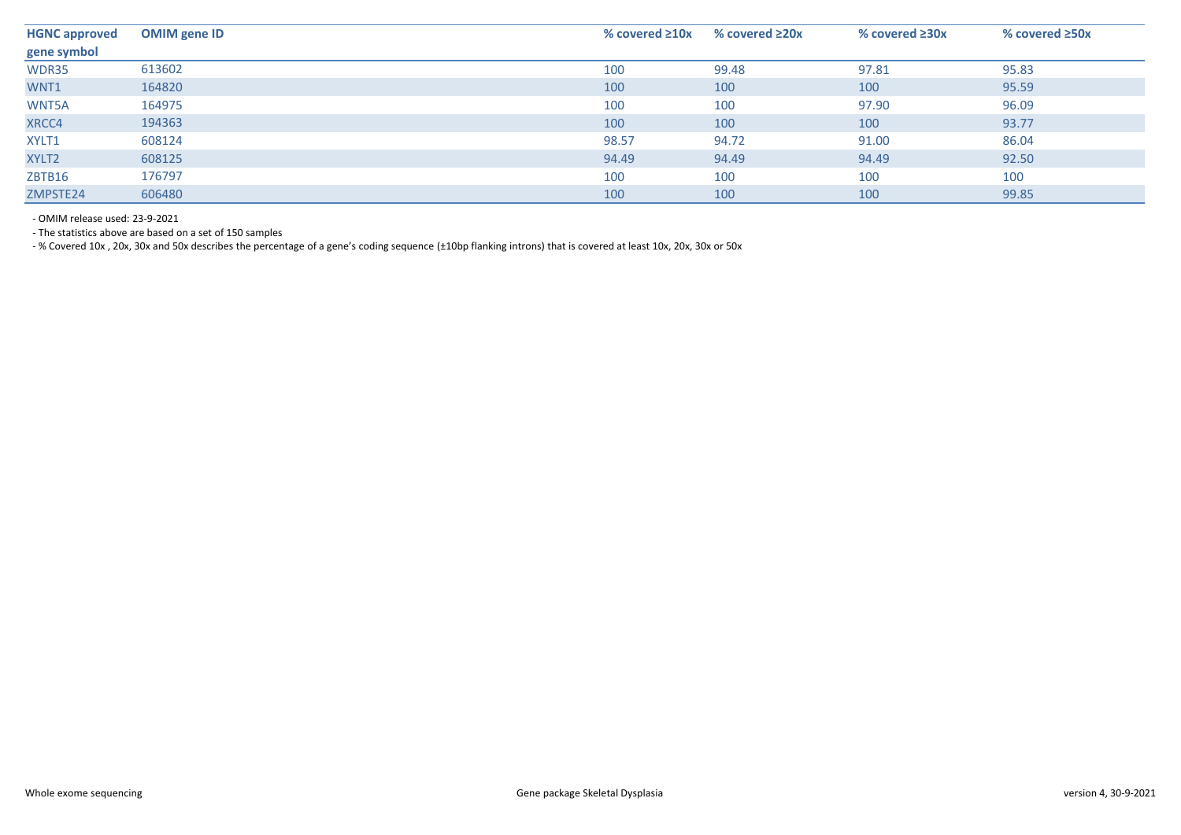| HGNC approved gene symbol | OMIM gene ID | % covered ≥10x | % covered ≥20x | % covered ≥30x | % covered ≥50x |
|---|---|---|---|---|---|
| WDR35 | 613602 | 100 | 99.48 | 97.81 | 95.83 |
| WNT1 | 164820 | 100 | 100 | 100 | 95.59 |
| WNT5A | 164975 | 100 | 100 | 97.90 | 96.09 |
| XRCC4 | 194363 | 100 | 100 | 100 | 93.77 |
| XYLT1 | 608124 | 98.57 | 94.72 | 91.00 | 86.04 |
| XYLT2 | 608125 | 94.49 | 94.49 | 94.49 | 92.50 |
| ZBTB16 | 176797 | 100 | 100 | 100 | 100 |
| ZMPSTE24 | 606480 | 100 | 100 | 100 | 99.85 |

- OMIM release used: 23-9-2021
- The statistics above are based on a set of 150 samples
- % Covered 10x , 20x, 30x and 50x describes the percentage of a gene's coding sequence (±10bp flanking introns) that is covered at least 10x, 20x, 30x or 50x